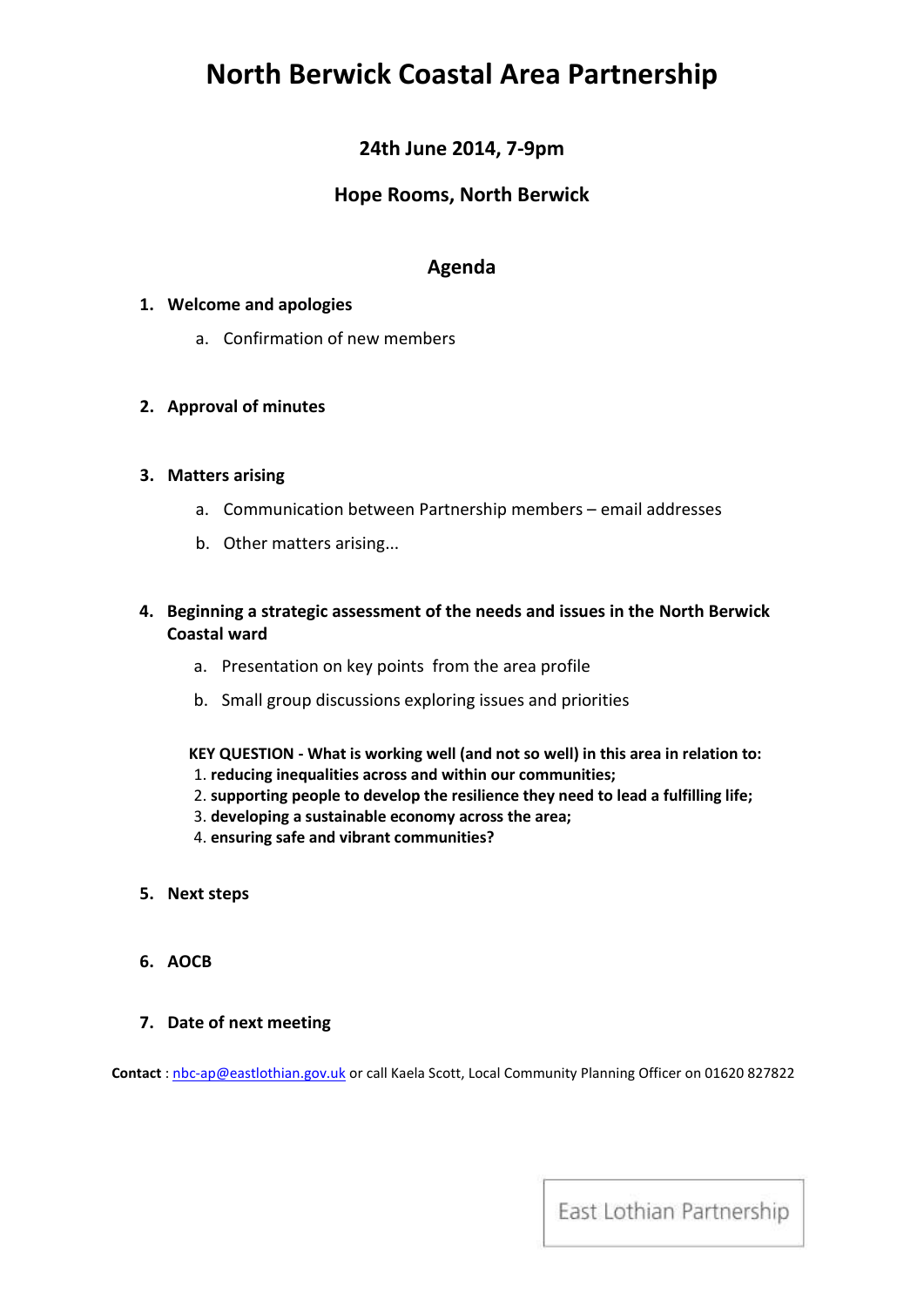# North Berwick Coastal Area Partnership

### 24th June 2014, 7-9pm

### Hope Rooms, North Berwick

## Agenda

1. **Welcome and apologies**
   a. Confirmation of new members

2. **Approval of minutes**

3. **Matters arising**
   a. Communication between Partnership members – email addresses
   b. Other matters arising...

4. **Beginning a strategic assessment of the needs and issues in the North Berwick Coastal ward**
   a. Presentation on key points from the area profile
   b. Small group discussions exploring issues and priorities

   **KEY QUESTION - What is working well (and not so well) in this area in relation to:**
   1. **reducing inequalities across and within our communities;**
   2. **supporting people to develop the resilience they need to lead a fulfilling life;**
   3. **developing a sustainable economy across the area;**
   4. **ensuring safe and vibrant communities?**

5. **Next steps**

6. **AOCB**

7. **Date of next meeting**

**Contact** : nbc-ap@eastlothian.gov.uk or call Kaela Scott, Local Community Planning Officer on 01620 827822

East Lothian Partnership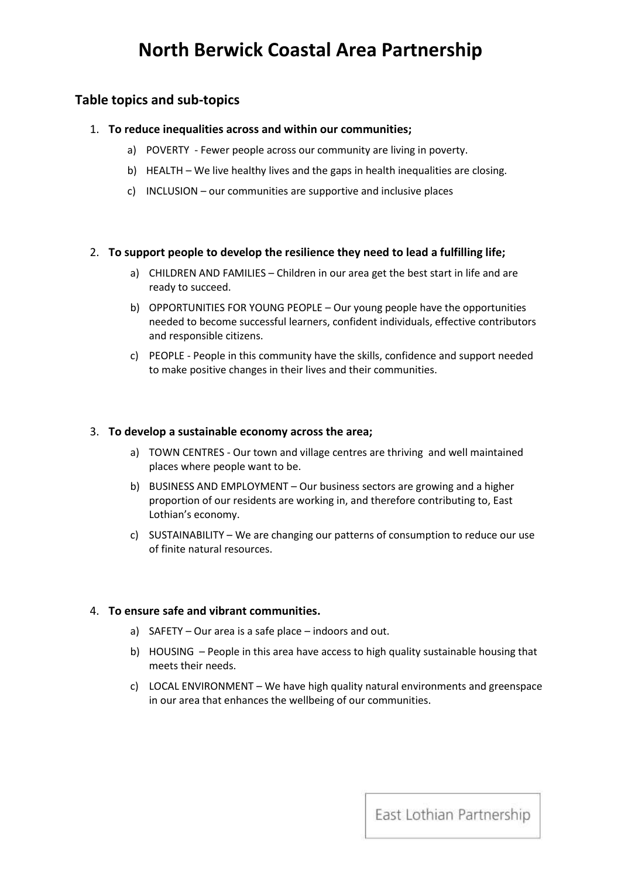# North Berwick Coastal Area Partnership

## Table topics and sub-topics

1. **To reduce inequalities across and within our communities;**
    a) POVERTY - Fewer people across our community are living in poverty.
    b) HEALTH – We live healthy lives and the gaps in health inequalities are closing.
    c) INCLUSION – our communities are supportive and inclusive places

2. **To support people to develop the resilience they need to lead a fulfilling life;**
    a) CHILDREN AND FAMILIES – Children in our area get the best start in life and are ready to succeed.
    b) OPPORTUNITIES FOR YOUNG PEOPLE – Our young people have the opportunities needed to become successful learners, confident individuals, effective contributors and responsible citizens.
    c) PEOPLE - People in this community have the skills, confidence and support needed to make positive changes in their lives and their communities.

3. **To develop a sustainable economy across the area;**
    a) TOWN CENTRES - Our town and village centres are thriving and well maintained places where people want to be.
    b) BUSINESS AND EMPLOYMENT – Our business sectors are growing and a higher proportion of our residents are working in, and therefore contributing to, East Lothian's economy.
    c) SUSTAINABILITY – We are changing our patterns of consumption to reduce our use of finite natural resources.

4. **To ensure safe and vibrant communities.**
    a) SAFETY – Our area is a safe place – indoors and out.
    b) HOUSING – People in this area have access to high quality sustainable housing that meets their needs.
    c) LOCAL ENVIRONMENT – We have high quality natural environments and greenspace in our area that enhances the wellbeing of our communities.

East Lothian Partnership